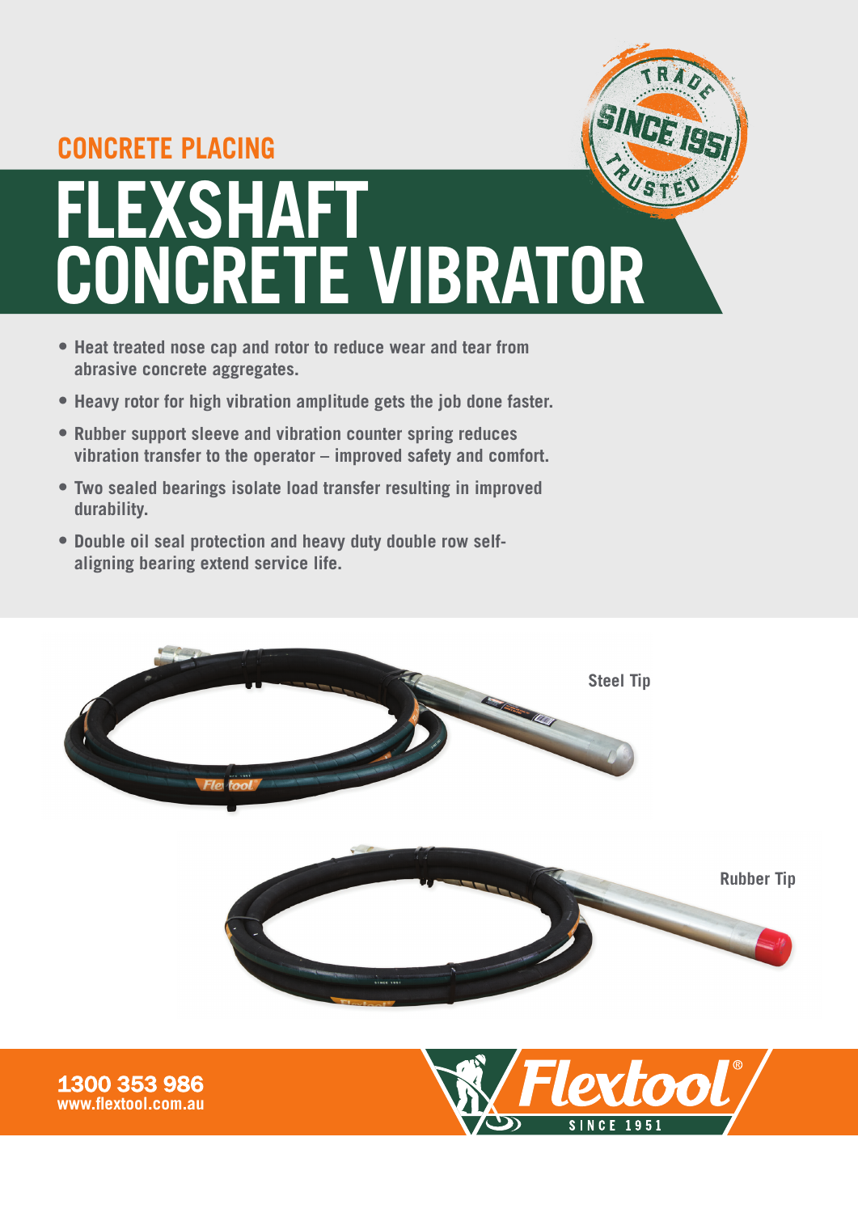CONCRETE PLACING

# FLEXSHAFT CONCRETE VIBRATOR

- Heat treated nose cap and rotor to reduce wear and tear from abrasive concrete aggregates.
- Heavy rotor for high vibration amplitude gets the job done faster.
- Rubber support sleeve and vibration counter spring reduces vibration transfer to the operator – improved safety and comfort.
- Two sealed bearings isolate load transfer resulting in improved durability.
- Double oil seal protection and heavy duty double row self-aligning bearing extend service life.

Steel Tip

Rubber Tip

**1300 353 986**
**www.flextool.com.au**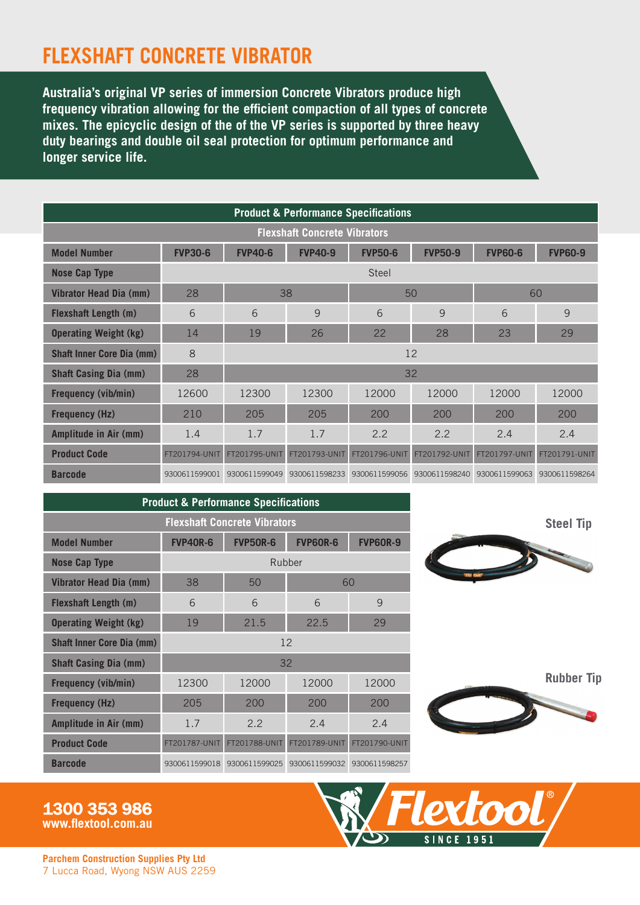# FLEXSHAFT CONCRETE VIBRATOR

**Australia's original VP series of immersion Concrete Vibrators produce high frequency vibration allowing for the efficient compaction of all types of concrete mixes. The epicyclic design of the of the VP series is supported by three heavy duty bearings and double oil seal protection for optimum performance and longer service life.**

**Product & Performance Specifications**

**Flexshaft Concrete Vibrators**

| Model Number | FVP30-6 | FVP40-6 | FVP40-9 | FVP50-6 | FVP50-9 | FVP60-6 | FVP60-9 |
|---|---|---|---|---|---|---|---|
| Nose Cap Type | Steel | | | | | | |
| Vibrator Head Dia (mm) | 28 | 38 | | 50 | | 60 | |
| Flexshaft Length (m) | 6 | 6 | 9 | 6 | 9 | 6 | 9 |
| Operating Weight (kg) | 14 | 19 | 26 | 22 | 28 | 23 | 29 |
| Shaft Inner Core Dia (mm) | 8 | 12 | | | | | |
| Shaft Casing Dia (mm) | 28 | 32 | | | | | |
| Frequency (vib/min) | 12600 | 12300 | 12300 | 12000 | 12000 | 12000 | 12000 |
| Frequency (Hz) | 210 | 205 | 205 | 200 | 200 | 200 | 200 |
| Amplitude in Air (mm) | 1.4 | 1.7 | 1.7 | 2.2 | 2.2 | 2.4 | 2.4 |
| Product Code | FT201794-UNIT | FT201795-UNIT | FT201793-UNIT | FT201796-UNIT | FT201792-UNIT | FT201797-UNIT | FT201791-UNIT |
| Barcode | 9300611599001 | 9300611599049 | 9300611598233 | 9300611599056 | 9300611598240 | 9300611599063 | 9300611598264 |

**Product & Performance Specifications**

**Flexshaft Concrete Vibrators**

| Model Number | FVP40R-6 | FVP50R-6 | FVP60R-6 | FVP60R-9 |
|---|---|---|---|---|
| Nose Cap Type | Rubber | | | |
| Vibrator Head Dia (mm) | 38 | 50 | 60 | |
| Flexshaft Length (m) | 6 | 6 | 6 | 9 |
| Operating Weight (kg) | 19 | 21.5 | 22.5 | 29 |
| Shaft Inner Core Dia (mm) | 12 | | | |
| Shaft Casing Dia (mm) | 32 | | | |
| Frequency (vib/min) | 12300 | 12000 | 12000 | 12000 |
| Frequency (Hz) | 205 | 200 | 200 | 200 |
| Amplitude in Air (mm) | 1.7 | 2.2 | 2.4 | 2.4 |
| Product Code | FT201787-UNIT | FT201788-UNIT | FT201789-UNIT | FT201790-UNIT |
| Barcode | 9300611599018 | 9300611599025 | 9300611599032 | 9300611598257 |

**Steel Tip**

**Rubber Tip**

**1300 353 986**
**www.flextool.com.au**

Flextool® SINCE 1951

**Parchem Construction Supplies Pty Ltd**
7 Lucca Road, Wyong NSW AUS 2259